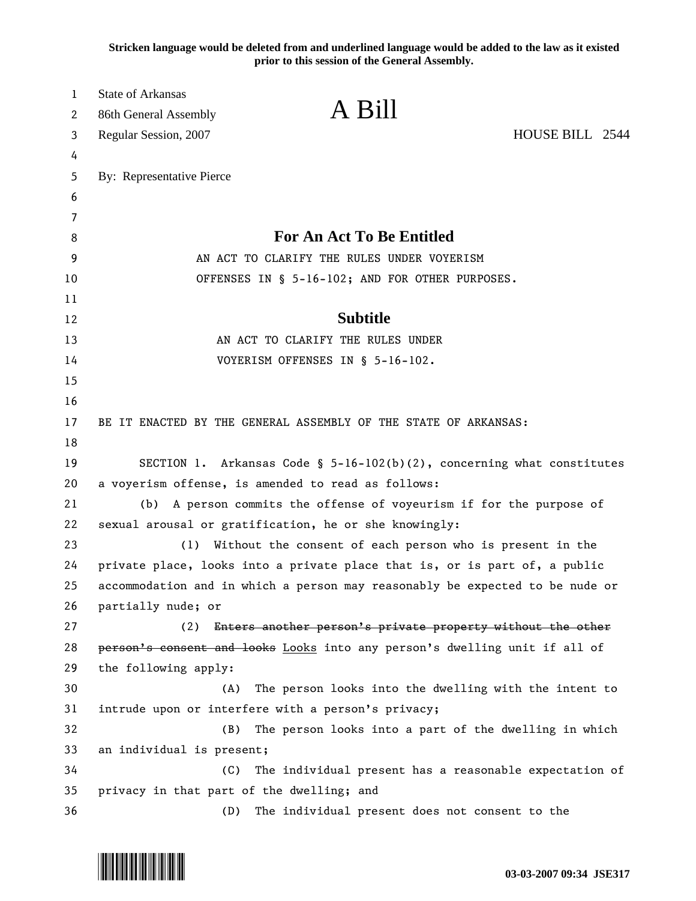**Stricken language would be deleted from and underlined language would be added to the law as it existed prior to this session of the General Assembly.**

State of Arkansas
86th General Assembly
Regular Session, 2007

# A Bill

HOUSE BILL 2544

By: Representative Pierce

## For An Act To Be Entitled

AN ACT TO CLARIFY THE RULES UNDER VOYERISM OFFENSES IN § 5-16-102; AND FOR OTHER PURPOSES.

## Subtitle

AN ACT TO CLARIFY THE RULES UNDER VOYERISM OFFENSES IN § 5-16-102.

BE IT ENACTED BY THE GENERAL ASSEMBLY OF THE STATE OF ARKANSAS:

SECTION 1. Arkansas Code § 5-16-102(b)(2), concerning what constitutes a voyerism offense, is amended to read as follows:

(b) A person commits the offense of voyeurism if for the purpose of sexual arousal or gratification, he or she knowingly:

(1) Without the consent of each person who is present in the private place, looks into a private place that is, or is part of, a public accommodation and in which a person may reasonably be expected to be nude or partially nude; or

(2) ~~Enters another person's private property without the other person's consent and looks~~ <u>Looks</u> into any person's dwelling unit if all of the following apply:

(A) The person looks into the dwelling with the intent to intrude upon or interfere with a person's privacy;

(B) The person looks into a part of the dwelling in which an individual is present;

(C) The individual present has a reasonable expectation of privacy in that part of the dwelling; and

(D) The individual present does not consent to the

03-03-2007 09:34 JSE317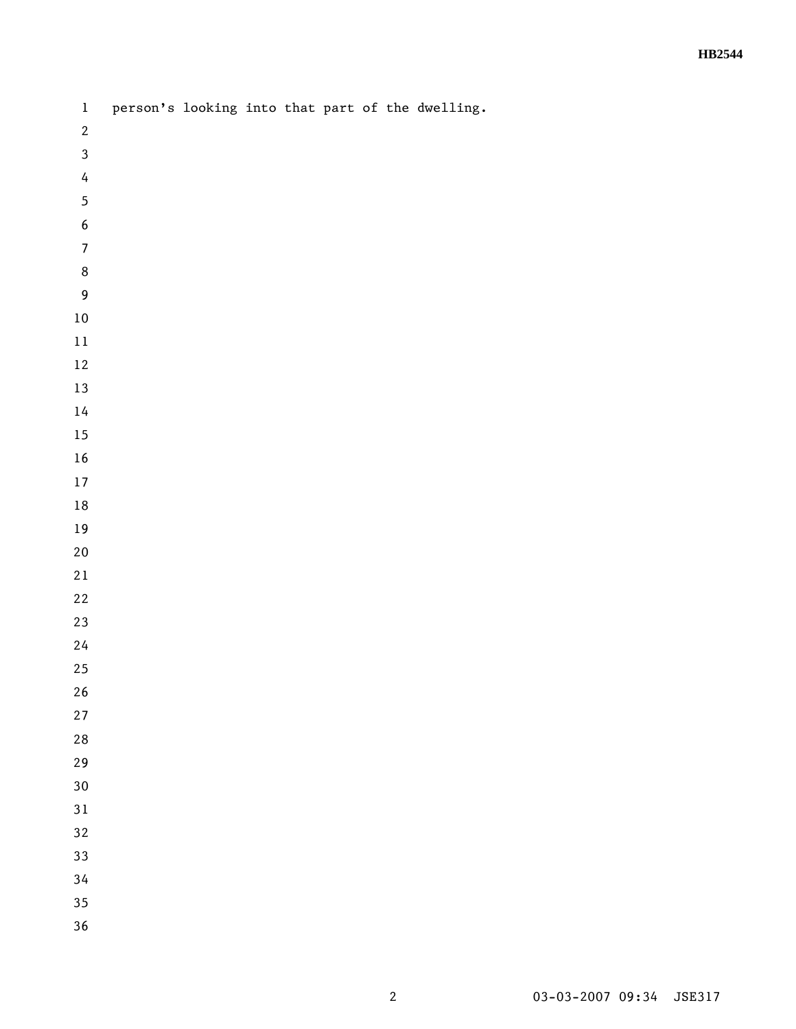person's looking into that part of the dwelling.